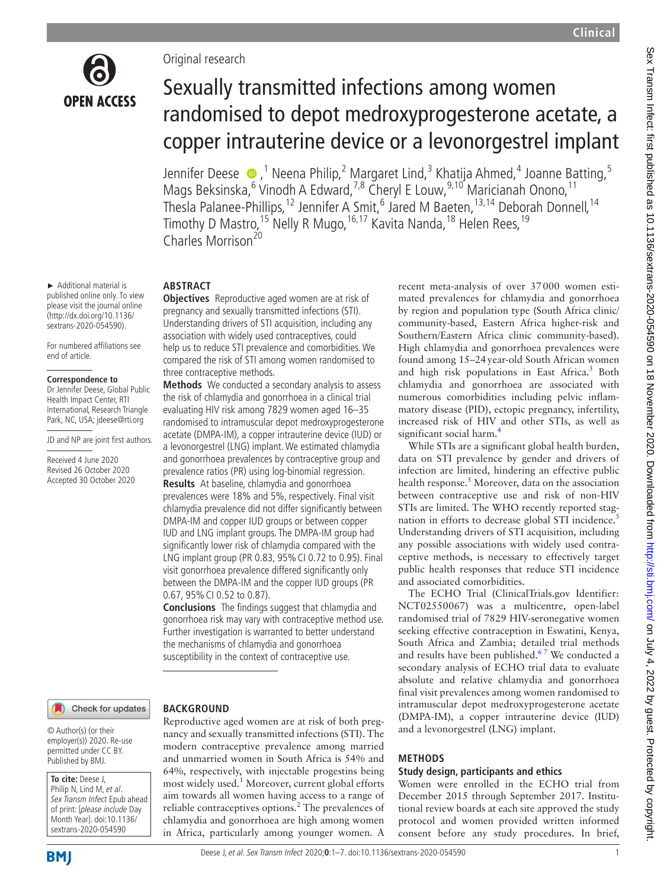Original research

# Sexually transmitted infections among women randomised to depot medroxyprogesterone acetate, a copper intrauterine device or a levonorgestrel implant

Jennifer Deese ,[1] Neena Philip,[2] Margaret Lind,[3] Khatija Ahmed,[4] Joanne Batting,[5] Mags Beksinska,[6] Vinodh A Edward,[7,8] Cheryl E Louw,[9,10] Maricianah Onono,[11] Thesla Palanee-Phillips,[12] Jennifer A Smit,[6] Jared M Baeten,[13,14] Deborah Donnell,[14] Timothy D Mastro,[15] Nelly R Mugo,[16,17] Kavita Nanda,[18] Helen Rees,[19] Charles Morrison[20]

► Additional material is published online only. To view please visit the journal online (http://dx.doi.org/10.1136/sextrans-2020-054590).

For numbered affiliations see end of article.

**Correspondence to**
Dr Jennifer Deese, Global Public Health Impact Center, RTI International, Research Triangle Park, NC, USA; jdeese@rti.org

JD and NP are joint first authors.

Received 4 June 2020
Revised 26 October 2020
Accepted 30 October 2020

© Author(s) (or their employer(s)) 2020. Re-use permitted under CC BY. Published by BMJ.

**To cite:** Deese J, Philip N, Lind M, *et al*. *Sex Transm Infect* Epub ahead of print: [*please include* Day Month Year]. doi:10.1136/sextrans-2020-054590

## ABSTRACT

**Objectives** Reproductive aged women are at risk of pregnancy and sexually transmitted infections (STI). Understanding drivers of STI acquisition, including any association with widely used contraceptives, could help us to reduce STI prevalence and comorbidities. We compared the risk of STI among women randomised to three contraceptive methods.

**Methods** We conducted a secondary analysis to assess the risk of chlamydia and gonorrhoea in a clinical trial evaluating HIV risk among 7829 women aged 16–35 randomised to intramuscular depot medroxyprogesterone acetate (DMPA-IM), a copper intrauterine device (IUD) or a levonorgestrel (LNG) implant. We estimated chlamydia and gonorrhoea prevalences by contraceptive group and prevalence ratios (PR) using log-binomial regression.

**Results** At baseline, chlamydia and gonorrhoea prevalences were 18% and 5%, respectively. Final visit chlamydia prevalence did not differ significantly between DMPA-IM and copper IUD groups or between copper IUD and LNG implant groups. The DMPA-IM group had significantly lower risk of chlamydia compared with the LNG implant group (PR 0.83, 95% CI 0.72 to 0.95). Final visit gonorrhoea prevalence differed significantly only between the DMPA-IM and the copper IUD groups (PR 0.67, 95% CI 0.52 to 0.87).

**Conclusions** The findings suggest that chlamydia and gonorrhoea risk may vary with contraceptive method use. Further investigation is warranted to better understand the mechanisms of chlamydia and gonorrhoea susceptibility in the context of contraceptive use.

## BACKGROUND

Reproductive aged women are at risk of both pregnancy and sexually transmitted infections (STI). The modern contraceptive prevalence among married and unmarried women in South Africa is 54% and 64%, respectively, with injectable progestins being most widely used.[1] Moreover, current global efforts aim towards all women having access to a range of reliable contraceptives options.[2] The prevalences of chlamydia and gonorrhoea are high among women in Africa, particularly among younger women. A recent meta-analysis of over 37 000 women estimated prevalences for chlamydia and gonorrhoea by region and population type (South Africa clinic/community-based, Eastern Africa higher-risk and Southern/Eastern Africa clinic community-based). High chlamydia and gonorrhoea prevalences were found among 15–24 year-old South African women and high risk populations in East Africa.[3] Both chlamydia and gonorrhoea are associated with numerous comorbidities including pelvic inflammatory disease (PID), ectopic pregnancy, infertility, increased risk of HIV and other STIs, as well as significant social harm.[4]

While STIs are a significant global health burden, data on STI prevalence by gender and drivers of infection are limited, hindering an effective public health response.[5] Moreover, data on the association between contraceptive use and risk of non-HIV STIs are limited. The WHO recently reported stagnation in efforts to decrease global STI incidence.[5] Understanding drivers of STI acquisition, including any possible associations with widely used contraceptive methods, is necessary to effectively target public health responses that reduce STI incidence and associated comorbidities.

The ECHO Trial (ClinicalTrials.gov Identifier: NCT02550067) was a multicentre, open-label randomised trial of 7829 HIV-seronegative women seeking effective contraception in Eswatini, Kenya, South Africa and Zambia; detailed trial methods and results have been published.[6,7] We conducted a secondary analysis of ECHO trial data to evaluate absolute and relative chlamydia and gonorrhoea final visit prevalences among women randomised to intramuscular depot medroxyprogesterone acetate (DMPA-IM), a copper intrauterine device (IUD) and a levonorgestrel (LNG) implant.

## METHODS

### Study design, participants and ethics

Women were enrolled in the ECHO trial from December 2015 through September 2017. Institutional review boards at each site approved the study protocol and women provided written informed consent before any study procedures. In brief,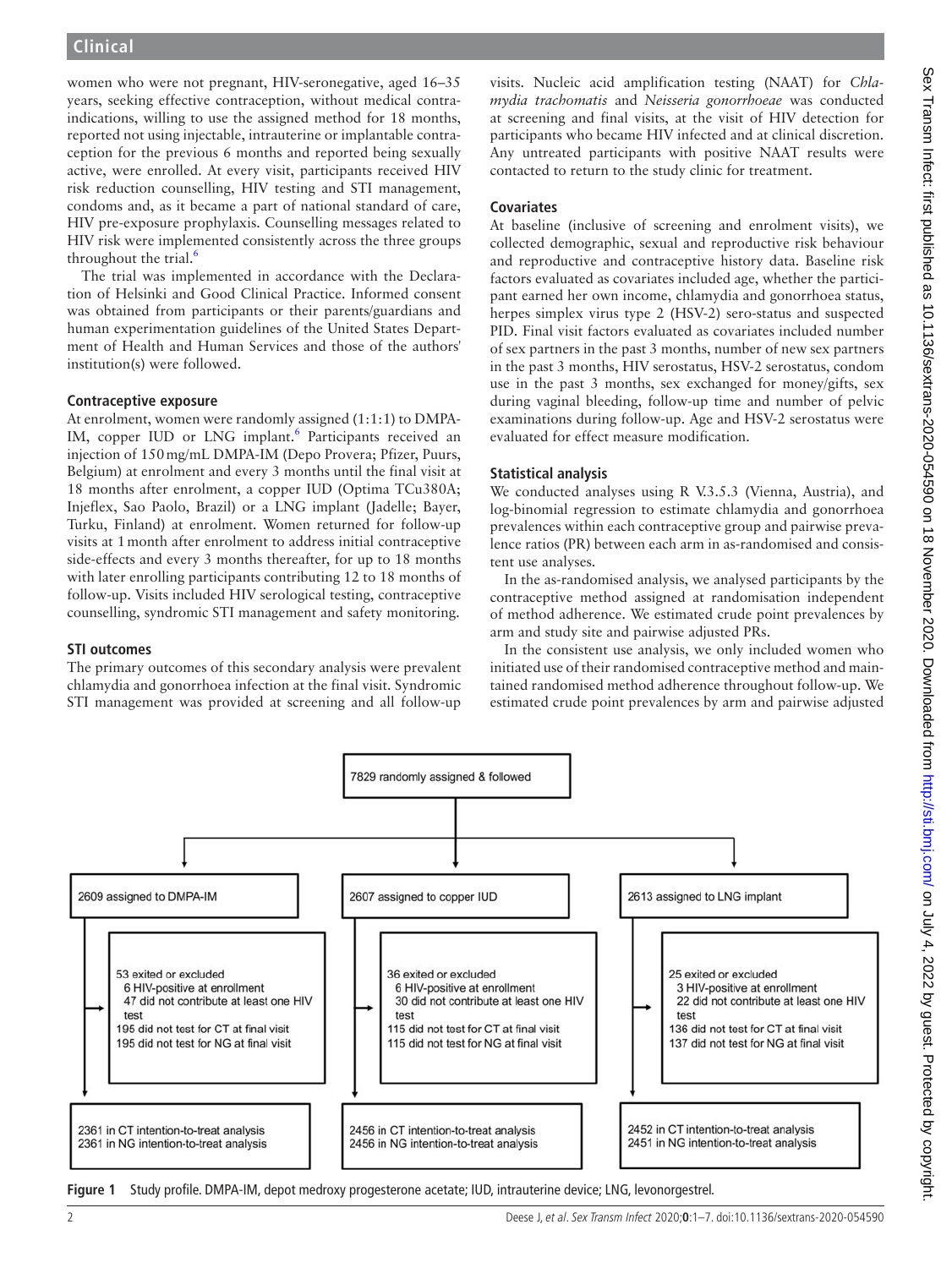women who were not pregnant, HIV-seronegative, aged 16–35 years, seeking effective contraception, without medical contraindications, willing to use the assigned method for 18 months, reported not using injectable, intrauterine or implantable contraception for the previous 6 months and reported being sexually active, were enrolled. At every visit, participants received HIV risk reduction counselling, HIV testing and STI management, condoms and, as it became a part of national standard of care, HIV pre-exposure prophylaxis. Counselling messages related to HIV risk were implemented consistently across the three groups throughout the trial.[6]

The trial was implemented in accordance with the Declaration of Helsinki and Good Clinical Practice. Informed consent was obtained from participants or their parents/guardians and human experimentation guidelines of the United States Department of Health and Human Services and those of the authors' institution(s) were followed.

### Contraceptive exposure

At enrolment, women were randomly assigned (1:1:1) to DMPA-IM, copper IUD or LNG implant.[6] Participants received an injection of 150 mg/mL DMPA-IM (Depo Provera; Pfizer, Puurs, Belgium) at enrolment and every 3 months until the final visit at 18 months after enrolment, a copper IUD (Optima TCu380A; Injeflex, Sao Paolo, Brazil) or a LNG implant (Jadelle; Bayer, Turku, Finland) at enrolment. Women returned for follow-up visits at 1 month after enrolment to address initial contraceptive side-effects and every 3 months thereafter, for up to 18 months with later enrolling participants contributing 12 to 18 months of follow-up. Visits included HIV serological testing, contraceptive counselling, syndromic STI management and safety monitoring.

### STI outcomes

The primary outcomes of this secondary analysis were prevalent chlamydia and gonorrhoea infection at the final visit. Syndromic STI management was provided at screening and all follow-up visits. Nucleic acid amplification testing (NAAT) for *Chlamydia trachomatis* and *Neisseria gonorrhoeae* was conducted at screening and final visits, at the visit of HIV detection for participants who became HIV infected and at clinical discretion. Any untreated participants with positive NAAT results were contacted to return to the study clinic for treatment.

### Covariates

At baseline (inclusive of screening and enrolment visits), we collected demographic, sexual and reproductive risk behaviour and reproductive and contraceptive history data. Baseline risk factors evaluated as covariates included age, whether the participant earned her own income, chlamydia and gonorrhoea status, herpes simplex virus type 2 (HSV-2) sero-status and suspected PID. Final visit factors evaluated as covariates included number of sex partners in the past 3 months, number of new sex partners in the past 3 months, HIV serostatus, HSV-2 serostatus, condom use in the past 3 months, sex exchanged for money/gifts, sex during vaginal bleeding, follow-up time and number of pelvic examinations during follow-up. Age and HSV-2 serostatus were evaluated for effect measure modification.

### Statistical analysis

We conducted analyses using R V.3.5.3 (Vienna, Austria), and log-binomial regression to estimate chlamydia and gonorrhoea prevalences within each contraceptive group and pairwise prevalence ratios (PR) between each arm in as-randomised and consistent use analyses.

In the as-randomised analysis, we analysed participants by the contraceptive method assigned at randomisation independent of method adherence. We estimated crude point prevalences by arm and study site and pairwise adjusted PRs.

In the consistent use analysis, we only included women who initiated use of their randomised contraceptive method and maintained randomised method adherence throughout follow-up. We estimated crude point prevalences by arm and pairwise adjusted

7829 randomly assigned & followed

| 2609 assigned to DMPA-IM | 2607 assigned to copper IUD | 2613 assigned to LNG implant |
|---|---|---|
| 53 exited or excluded<br>6 HIV-positive at enrollment<br>47 did not contribute at least one HIV test<br>195 did not test for CT at final visit<br>195 did not test for NG at final visit | 36 exited or excluded<br>6 HIV-positive at enrollment<br>30 did not contribute at least one HIV test<br>115 did not test for CT at final visit<br>115 did not test for NG at final visit | 25 exited or excluded<br>3 HIV-positive at enrollment<br>22 did not contribute at least one HIV test<br>136 did not test for CT at final visit<br>137 did not test for NG at final visit |
| 2361 in CT intention-to-treat analysis<br>2361 in NG intention-to-treat analysis | 2456 in CT intention-to-treat analysis<br>2456 in NG intention-to-treat analysis | 2452 in CT intention-to-treat analysis<br>2451 in NG intention-to-treat analysis |

**Figure 1** Study profile. DMPA-IM, depot medroxy progesterone acetate; IUD, intrauterine device; LNG, levonorgestrel.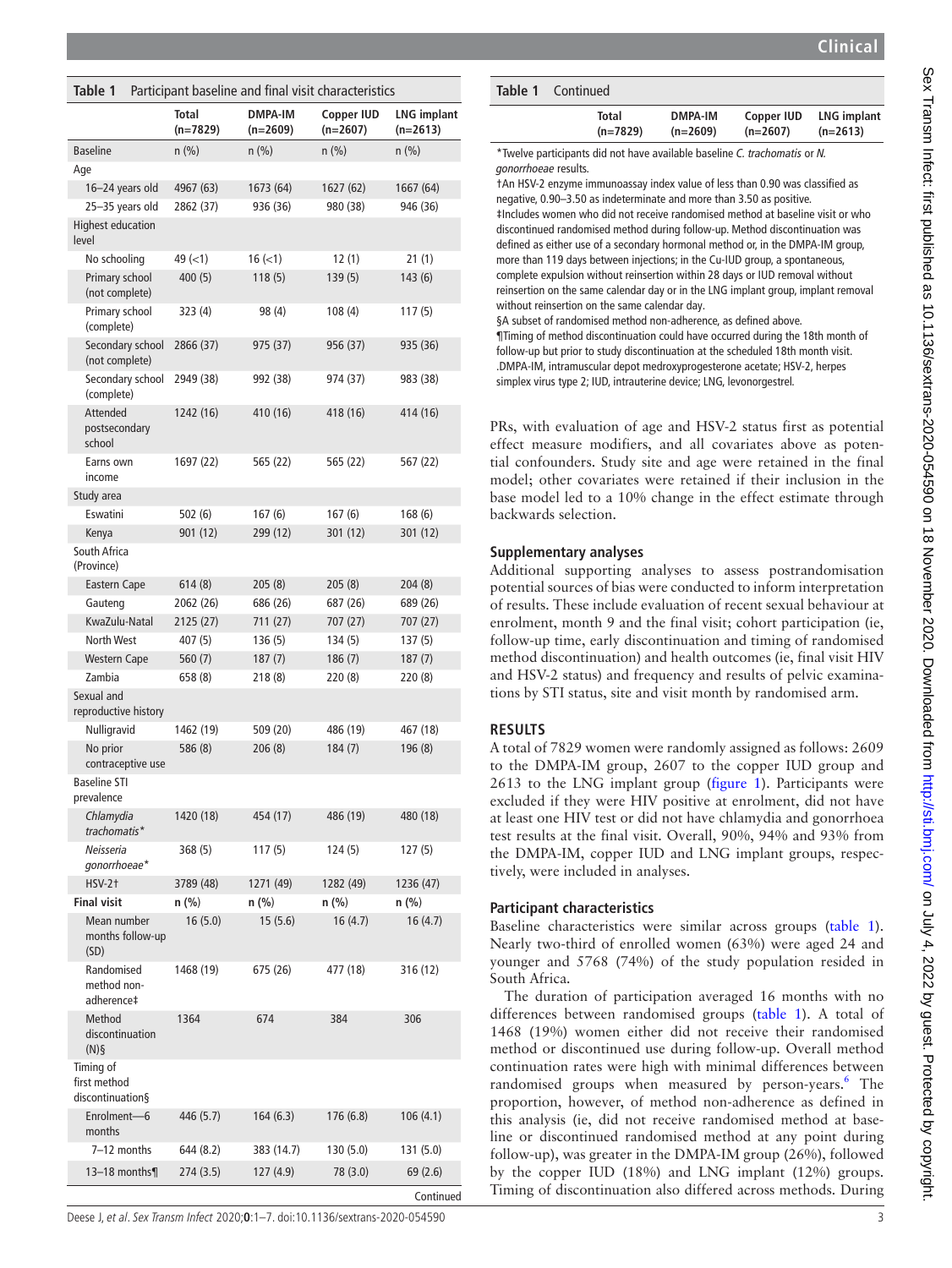**Table 1** Participant baseline and final visit characteristics

| | Total (n=7829) | DMPA-IM (n=2609) | Copper IUD (n=2607) | LNG implant (n=2613) |
|---|---|---|---|---|
| Baseline | n (%) | n (%) | n (%) | n (%) |
| Age | | | | |
| 16–24 years old | 4967 (63) | 1673 (64) | 1627 (62) | 1667 (64) |
| 25–35 years old | 2862 (37) | 936 (36) | 980 (38) | 946 (36) |
| Highest education level | | | | |
| No schooling | 49 (<1) | 16 (<1) | 12 (1) | 21 (1) |
| Primary school (not complete) | 400 (5) | 118 (5) | 139 (5) | 143 (6) |
| Primary school (complete) | 323 (4) | 98 (4) | 108 (4) | 117 (5) |
| Secondary school (not complete) | 2866 (37) | 975 (37) | 956 (37) | 935 (36) |
| Secondary school (complete) | 2949 (38) | 992 (38) | 974 (37) | 983 (38) |
| Attended postsecondary school | 1242 (16) | 410 (16) | 418 (16) | 414 (16) |
| Earns own income | 1697 (22) | 565 (22) | 565 (22) | 567 (22) |
| Study area | | | | |
| Eswatini | 502 (6) | 167 (6) | 167 (6) | 168 (6) |
| Kenya | 901 (12) | 299 (12) | 301 (12) | 301 (12) |
| South Africa (Province) | | | | |
| Eastern Cape | 614 (8) | 205 (8) | 205 (8) | 204 (8) |
| Gauteng | 2062 (26) | 686 (26) | 687 (26) | 689 (26) |
| KwaZulu-Natal | 2125 (27) | 711 (27) | 707 (27) | 707 (27) |
| North West | 407 (5) | 136 (5) | 134 (5) | 137 (5) |
| Western Cape | 560 (7) | 187 (7) | 186 (7) | 187 (7) |
| Zambia | 658 (8) | 218 (8) | 220 (8) | 220 (8) |
| Sexual and reproductive history | | | | |
| Nulligravid | 1462 (19) | 509 (20) | 486 (19) | 467 (18) |
| No prior contraceptive use | 586 (8) | 206 (8) | 184 (7) | 196 (8) |
| Baseline STI prevalence | | | | |
| *Chlamydia trachomatis*\* | 1420 (18) | 454 (17) | 486 (19) | 480 (18) |
| *Neisseria gonorrhoeae*\* | 368 (5) | 117 (5) | 124 (5) | 127 (5) |
| HSV-2† | 3789 (48) | 1271 (49) | 1282 (49) | 1236 (47) |
| **Final visit** | **n (%)** | **n (%)** | **n (%)** | **n (%)** |
| Mean number months follow-up (SD) | 16 (5.0) | 15 (5.6) | 16 (4.7) | 16 (4.7) |
| Randomised method non-adherence‡ | 1468 (19) | 675 (26) | 477 (18) | 316 (12) |
| Method discontinuation (N)§ | 1364 | 674 | 384 | 306 |
| Timing of first method discontinuation§ | | | | |
| Enrolment—6 months | 446 (5.7) | 164 (6.3) | 176 (6.8) | 106 (4.1) |
| 7–12 months | 644 (8.2) | 383 (14.7) | 130 (5.0) | 131 (5.0) |
| 13–18 months¶ | 274 (3.5) | 127 (4.9) | 78 (3.0) | 69 (2.6) |

\*Twelve participants did not have available baseline *C. trachomatis* or *N. gonorrhoeae* results.

†An HSV-2 enzyme immunoassay index value of less than 0.90 was classified as negative, 0.90–3.50 as indeterminate and more than 3.50 as positive.

‡Includes women who did not receive randomised method at baseline visit or who discontinued randomised method during follow-up. Method discontinuation was defined as either use of a secondary hormonal method or, in the DMPA-IM group, more than 119 days between injections; in the Cu-IUD group, a spontaneous, complete expulsion without reinsertion within 28 days or IUD removal without reinsertion on the same calendar day or in the LNG implant group, implant removal without reinsertion on the same calendar day.

§A subset of randomised method non-adherence, as defined above.

¶Timing of method discontinuation could have occurred during the 18th month of follow-up but prior to study discontinuation at the scheduled 18th month visit.

.DMPA-IM, intramuscular depot medroxyprogesterone acetate; HSV-2, herpes simplex virus type 2; IUD, intrauterine device; LNG, levonorgestrel.

PRs, with evaluation of age and HSV-2 status first as potential effect measure modifiers, and all covariates above as potential confounders. Study site and age were retained in the final model; other covariates were retained if their inclusion in the base model led to a 10% change in the effect estimate through backwards selection.

### Supplementary analyses

Additional supporting analyses to assess postrandomisation potential sources of bias were conducted to inform interpretation of results. These include evaluation of recent sexual behaviour at enrolment, month 9 and the final visit; cohort participation (ie, follow-up time, early discontinuation and timing of randomised method discontinuation) and health outcomes (ie, final visit HIV and HSV-2 status) and frequency and results of pelvic examinations by STI status, site and visit month by randomised arm.

## RESULTS

A total of 7829 women were randomly assigned as follows: 2609 to the DMPA-IM group, 2607 to the copper IUD group and 2613 to the LNG implant group (figure 1). Participants were excluded if they were HIV positive at enrolment, did not have at least one HIV test or did not have chlamydia and gonorrhoea test results at the final visit. Overall, 90%, 94% and 93% from the DMPA-IM, copper IUD and LNG implant groups, respectively, were included in analyses.

### Participant characteristics

Baseline characteristics were similar across groups (table 1). Nearly two-third of enrolled women (63%) were aged 24 and younger and 5768 (74%) of the study population resided in South Africa.

The duration of participation averaged 16 months with no differences between randomised groups (table 1). A total of 1468 (19%) women either did not receive their randomised method or discontinued use during follow-up. Overall method continuation rates were high with minimal differences between randomised groups when measured by person-years.[6] The proportion, however, of method non-adherence as defined in this analysis (ie, did not receive randomised method at baseline or discontinued randomised method at any point during follow-up), was greater in the DMPA-IM group (26%), followed by the copper IUD (18%) and LNG implant (12%) groups. Timing of discontinuation also differed across methods. During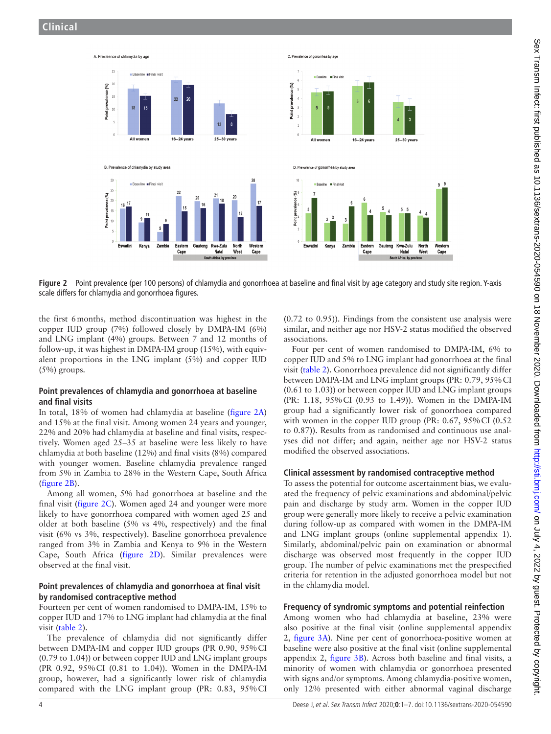Figure 2 Point prevalence (per 100 persons) of chlamydia and gonorrhoea at baseline and final visit by age category and study site region. Y-axis scale differs for chlamydia and gonorrhoea figures.

the first 6 months, method discontinuation was highest in the copper IUD group (7%) followed closely by DMPA-IM (6%) and LNG implant (4%) groups. Between 7 and 12 months of follow-up, it was highest in DMPA-IM group (15%), with equivalent proportions in the LNG implant (5%) and copper IUD (5%) groups.

### Point prevalences of chlamydia and gonorrhoea at baseline and final visits

In total, 18% of women had chlamydia at baseline (figure 2A) and 15% at the final visit. Among women 24 years and younger, 22% and 20% had chlamydia at baseline and final visits, respectively. Women aged 25–35 at baseline were less likely to have chlamydia at both baseline (12%) and final visits (8%) compared with younger women. Baseline chlamydia prevalence ranged from 5% in Zambia to 28% in the Western Cape, South Africa (figure 2B).

Among all women, 5% had gonorrhoea at baseline and the final visit (figure 2C). Women aged 24 and younger were more likely to have gonorrhoea compared with women aged 25 and older at both baseline (5% vs 4%, respectively) and the final visit (6% vs 3%, respectively). Baseline gonorrhoea prevalence ranged from 3% in Zambia and Kenya to 9% in the Western Cape, South Africa (figure 2D). Similar prevalences were observed at the final visit.

### Point prevalences of chlamydia and gonorrhoea at final visit by randomised contraceptive method

Fourteen per cent of women randomised to DMPA-IM, 15% to copper IUD and 17% to LNG implant had chlamydia at the final visit (table 2).

The prevalence of chlamydia did not significantly differ between DMPA-IM and copper IUD groups (PR 0.90, 95% CI (0.79 to 1.04)) or between copper IUD and LNG implant groups (PR 0.92, 95% CI (0.81 to 1.04)). Women in the DMPA-IM group, however, had a significantly lower risk of chlamydia compared with the LNG implant group (PR: 0.83, 95% CI (0.72 to 0.95)). Findings from the consistent use analysis were similar, and neither age nor HSV-2 status modified the observed associations.

Four per cent of women randomised to DMPA-IM, 6% to copper IUD and 5% to LNG implant had gonorrhoea at the final visit (table 2). Gonorrhoea prevalence did not significantly differ between DMPA-IM and LNG implant groups (PR: 0.79, 95% CI (0.61 to 1.03)) or between copper IUD and LNG implant groups (PR: 1.18, 95% CI (0.93 to 1.49)). Women in the DMPA-IM group had a significantly lower risk of gonorrhoea compared with women in the copper IUD group (PR: 0.67, 95% CI (0.52 to 0.87)). Results from as randomised and continuous use analyses did not differ; and again, neither age nor HSV-2 status modified the observed associations.

### Clinical assessment by randomised contraceptive method

To assess the potential for outcome ascertainment bias, we evaluated the frequency of pelvic examinations and abdominal/pelvic pain and discharge by study arm. Women in the copper IUD group were generally more likely to receive a pelvic examination during follow-up as compared with women in the DMPA-IM and LNG implant groups (online supplemental appendix 1). Similarly, abdominal/pelvic pain on examination or abnormal discharge was observed most frequently in the copper IUD group. The number of pelvic examinations met the prespecified criteria for retention in the adjusted gonorrhoea model but not in the chlamydia model.

### Frequency of syndromic symptoms and potential reinfection

Among women who had chlamydia at baseline, 23% were also positive at the final visit (online supplemental appendix 2, figure 3A). Nine per cent of gonorrhoea-positive women at baseline were also positive at the final visit (online supplemental appendix 2, figure 3B). Across both baseline and final visits, a minority of women with chlamydia or gonorrhoea presented with signs and/or symptoms. Among chlamydia-positive women, only 12% presented with either abnormal vaginal discharge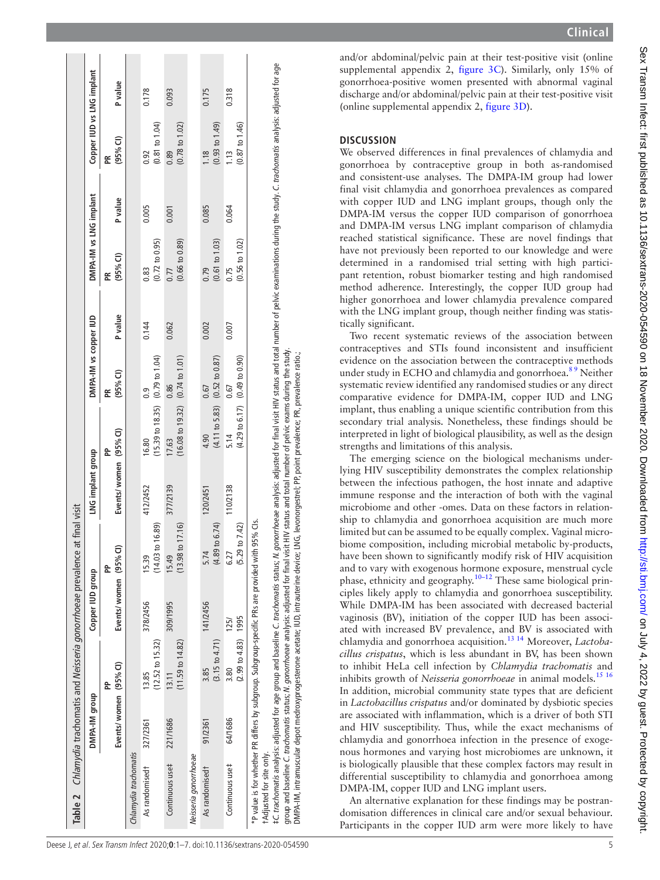**Table 2** *Chlamydia* trachomatis and *Neisseria gonorrhoeae* prevalence at final visit

| | DMPA-IM group | | Copper IUD group | | LNG implant group | | DMPA-IM vs copper IUD | | DMPA-IM vs LNG implant | | Copper IUD vs LNG implant | |
|---|---|---|---|---|---|---|---|---|---|---|---|---|
| | Events/ women | PP (95% CI) | Events/ women | PP (95% CI) | Events/ women | PP (95% CI) | PR (95% CI) | P value | PR (95% CI) | P value | PR (95% CI) | P value |
| *Chlamydia trachomatis* | | | | | | | | | | | | |
| As randomised† | 327/2361 | 13.85 (12.52 to 15.32) | 378/2456 | 15.39 (14.03 to 16.89) | 412/2452 | 16.80 (15.39 to 18.35) | 0.9 (0.79 to 1.04) | 0.144 | 0.83 (0.72 to 0.95) | 0.005 | 0.92 (0.81 to 1.04) | 0.178 |
| Continuous use‡ | 221/1686 | 13.11 (11.59 to 14.82) | 309/1995 | 15.49 (13.98 to 17.16) | 377/2139 | 17.63 (16.08 to 19.32) | 0.86 (0.74 to 1.01) | 0.062 | 0.77 (0.66 to 0.89) | 0.001 | 0.89 (0.78 to 1.02) | 0.093 |
| *Neisseria gonorrhoeae* | | | | | | | | | | | | |
| As randomised† | 91/2361 | 3.85 (3.15 to 4.71) | 141/2456 | 5.74 (4.89 to 6.74) | 120/2451 | 4.90 (4.11 to 5.83) | 0.67 (0.52 to 0.87) | 0.002 | 0.79 (0.61 to 1.03) | 0.085 | 1.18 (0.93 to 1.49) | 0.175 |
| Continuous use‡ | 64/1686 | 3.80 (2.99 to 4.83) | 125/1995 | 6.27 (5.29 to 7.42) | 110/2138 | 5.14 (4.29 to 6.17) | 0.67 (0.49 to 0.90) | 0.007 | 0.75 (0.56 to 1.02) | 0.064 | 1.13 (0.87 to 1.46) | 0.318 |

*P value is for whether PR differs by subgroup. Subgroup-specific PRs are provided with 95% CIs.

†Adjusted for site only.

‡*C. trachomatis* analysis: adjusted for age group and baseline *C. trachomatis* status; *N. gonorrhoeae* analysis: adjusted for final visit HIV status and total number of pelvic examinations during the study. *C. trachomatis* analysis: adjusted for age group and baseline *C. trachomatis* status; *N. gonorrhoeae* analysis: adjusted for final visit HIV status and total number of pelvic exams during the study.

DMPA-IM, intramuscular depot medroxyprogesterone acetate; IUD, intrauterine device; LNG, levonorgestrel; PP, point prevalence; PR, prevalence ratio.;

and/or abdominal/pelvic pain at their test-positive visit (online supplemental appendix 2, figure 3C). Similarly, only 15% of gonorrhoea-positive women presented with abnormal vaginal discharge and/or abdominal/pelvic pain at their test-positive visit (online supplemental appendix 2, figure 3D).

## DISCUSSION

We observed differences in final prevalences of chlamydia and gonorrhoea by contraceptive group in both as-randomised and consistent-use analyses. The DMPA-IM group had lower final visit chlamydia and gonorrhoea prevalences as compared with copper IUD and LNG implant groups, though only the DMPA-IM versus the copper IUD comparison of gonorrhoea and DMPA-IM versus LNG implant comparison of chlamydia reached statistical significance. These are novel findings that have not previously been reported to our knowledge and were determined in a randomised trial setting with high participant retention, robust biomarker testing and high randomised method adherence. Interestingly, the copper IUD group had higher gonorrhoea and lower chlamydia prevalence compared with the LNG implant group, though neither finding was statistically significant.

Two recent systematic reviews of the association between contraceptives and STIs found inconsistent and insufficient evidence on the association between the contraceptive methods under study in ECHO and chlamydia and gonorrhoea.[8 9] Neither systematic review identified any randomised studies or any direct comparative evidence for DMPA-IM, copper IUD and LNG implant, thus enabling a unique scientific contribution from this secondary trial analysis. Nonetheless, these findings should be interpreted in light of biological plausibility, as well as the design strengths and limitations of this analysis.

The emerging science on the biological mechanisms underlying HIV susceptibility demonstrates the complex relationship between the infectious pathogen, the host innate and adaptive immune response and the interaction of both with the vaginal microbiome and other -omes. Data on these factors in relationship to chlamydia and gonorrhoea acquisition are much more limited but can be assumed to be equally complex. Vaginal microbiome composition, including microbial metabolic by-products, have been shown to significantly modify risk of HIV acquisition and to vary with exogenous hormone exposure, menstrual cycle phase, ethnicity and geography.[10–12] These same biological principles likely apply to chlamydia and gonorrhoea susceptibility. While DMPA-IM has been associated with decreased bacterial vaginosis (BV), initiation of the copper IUD has been associated with increased BV prevalence, and BV is associated with chlamydia and gonorrhoea acquisition.[13 14] Moreover, *Lactobacillus crispatus*, which is less abundant in BV, has been shown to inhibit HeLa cell infection by *Chlamydia trachomatis* and inhibits growth of *Neisseria gonorrhoeae* in animal models.[15 16] In addition, microbial community state types that are deficient in *Lactobacillus crispatus* and/or dominated by dysbiotic species are associated with inflammation, which is a driver of both STI and HIV susceptibility. Thus, while the exact mechanisms of chlamydia and gonorrhoea infection in the presence of exogenous hormones and varying host microbiomes are unknown, it is biologically plausible that these complex factors may result in differential susceptibility to chlamydia and gonorrhoea among DMPA-IM, copper IUD and LNG implant users.

An alternative explanation for these findings may be postrandomisation differences in clinical care and/or sexual behaviour. Participants in the copper IUD arm were more likely to have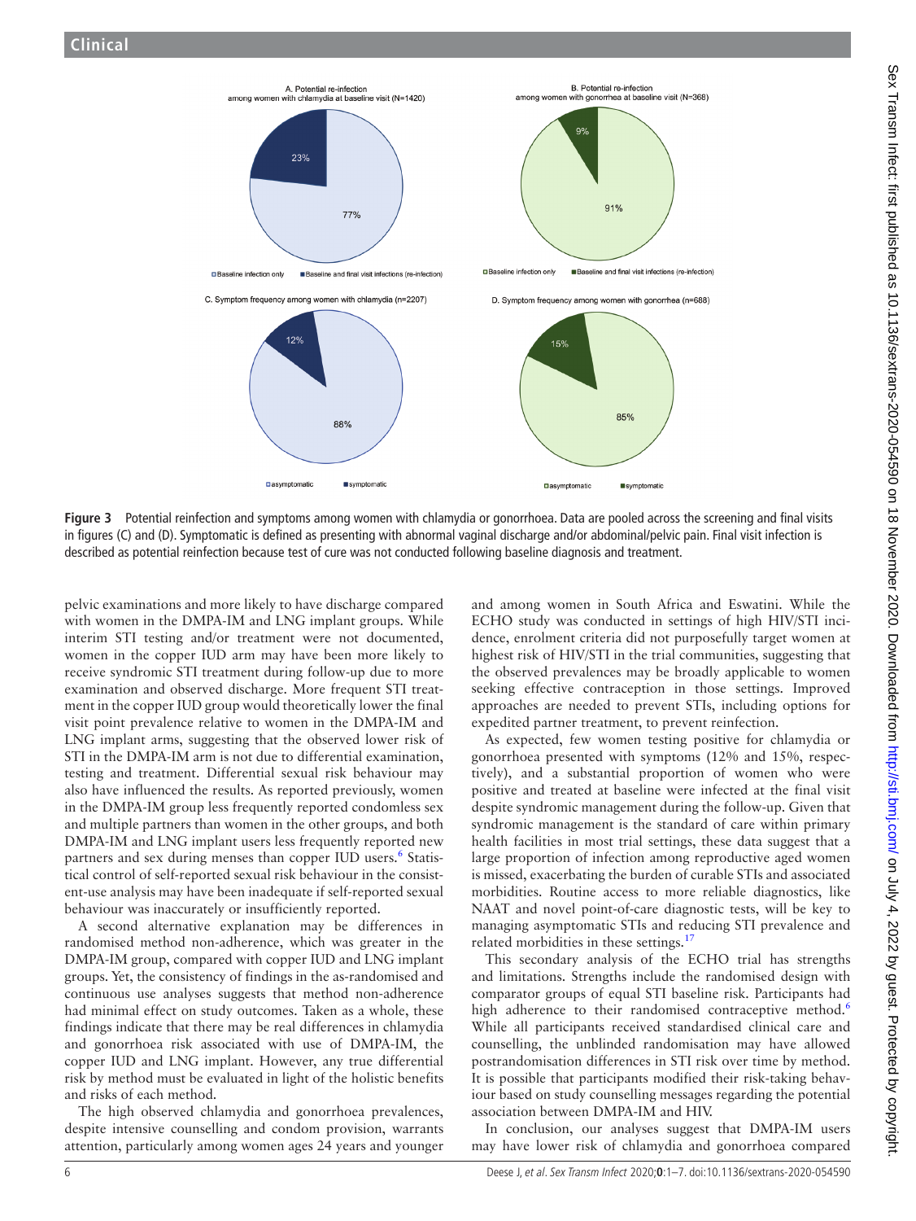**Figure 3** Potential reinfection and symptoms among women with chlamydia or gonorrhoea. Data are pooled across the screening and final visits in figures (C) and (D). Symptomatic is defined as presenting with abnormal vaginal discharge and/or abdominal/pelvic pain. Final visit infection is described as potential reinfection because test of cure was not conducted following baseline diagnosis and treatment.

pelvic examinations and more likely to have discharge compared with women in the DMPA-IM and LNG implant groups. While interim STI testing and/or treatment were not documented, women in the copper IUD arm may have been more likely to receive syndromic STI treatment during follow-up due to more examination and observed discharge. More frequent STI treatment in the copper IUD group would theoretically lower the final visit point prevalence relative to women in the DMPA-IM and LNG implant arms, suggesting that the observed lower risk of STI in the DMPA-IM arm is not due to differential examination, testing and treatment. Differential sexual risk behaviour may also have influenced the results. As reported previously, women in the DMPA-IM group less frequently reported condomless sex and multiple partners than women in the other groups, and both DMPA-IM and LNG implant users less frequently reported new partners and sex during menses than copper IUD users.[6] Statistical control of self-reported sexual risk behaviour in the consistent-use analysis may have been inadequate if self-reported sexual behaviour was inaccurately or insufficiently reported.

A second alternative explanation may be differences in randomised method non-adherence, which was greater in the DMPA-IM group, compared with copper IUD and LNG implant groups. Yet, the consistency of findings in the as-randomised and continuous use analyses suggests that method non-adherence had minimal effect on study outcomes. Taken as a whole, these findings indicate that there may be real differences in chlamydia and gonorrhoea risk associated with use of DMPA-IM, the copper IUD and LNG implant. However, any true differential risk by method must be evaluated in light of the holistic benefits and risks of each method.

The high observed chlamydia and gonorrhoea prevalences, despite intensive counselling and condom provision, warrants attention, particularly among women ages 24 years and younger and among women in South Africa and Eswatini. While the ECHO study was conducted in settings of high HIV/STI incidence, enrolment criteria did not purposefully target women at highest risk of HIV/STI in the trial communities, suggesting that the observed prevalences may be broadly applicable to women seeking effective contraception in those settings. Improved approaches are needed to prevent STIs, including options for expedited partner treatment, to prevent reinfection.

As expected, few women testing positive for chlamydia or gonorrhoea presented with symptoms (12% and 15%, respectively), and a substantial proportion of women who were positive and treated at baseline were infected at the final visit despite syndromic management during the follow-up. Given that syndromic management is the standard of care within primary health facilities in most trial settings, these data suggest that a large proportion of infection among reproductive aged women is missed, exacerbating the burden of curable STIs and associated morbidities. Routine access to more reliable diagnostics, like NAAT and novel point-of-care diagnostic tests, will be key to managing asymptomatic STIs and reducing STI prevalence and related morbidities in these settings.[17]

This secondary analysis of the ECHO trial has strengths and limitations. Strengths include the randomised design with comparator groups of equal STI baseline risk. Participants had high adherence to their randomised contraceptive method.[6] While all participants received standardised clinical care and counselling, the unblinded randomisation may have allowed postrandomisation differences in STI risk over time by method. It is possible that participants modified their risk-taking behaviour based on study counselling messages regarding the potential association between DMPA-IM and HIV.

In conclusion, our analyses suggest that DMPA-IM users may have lower risk of chlamydia and gonorrhoea compared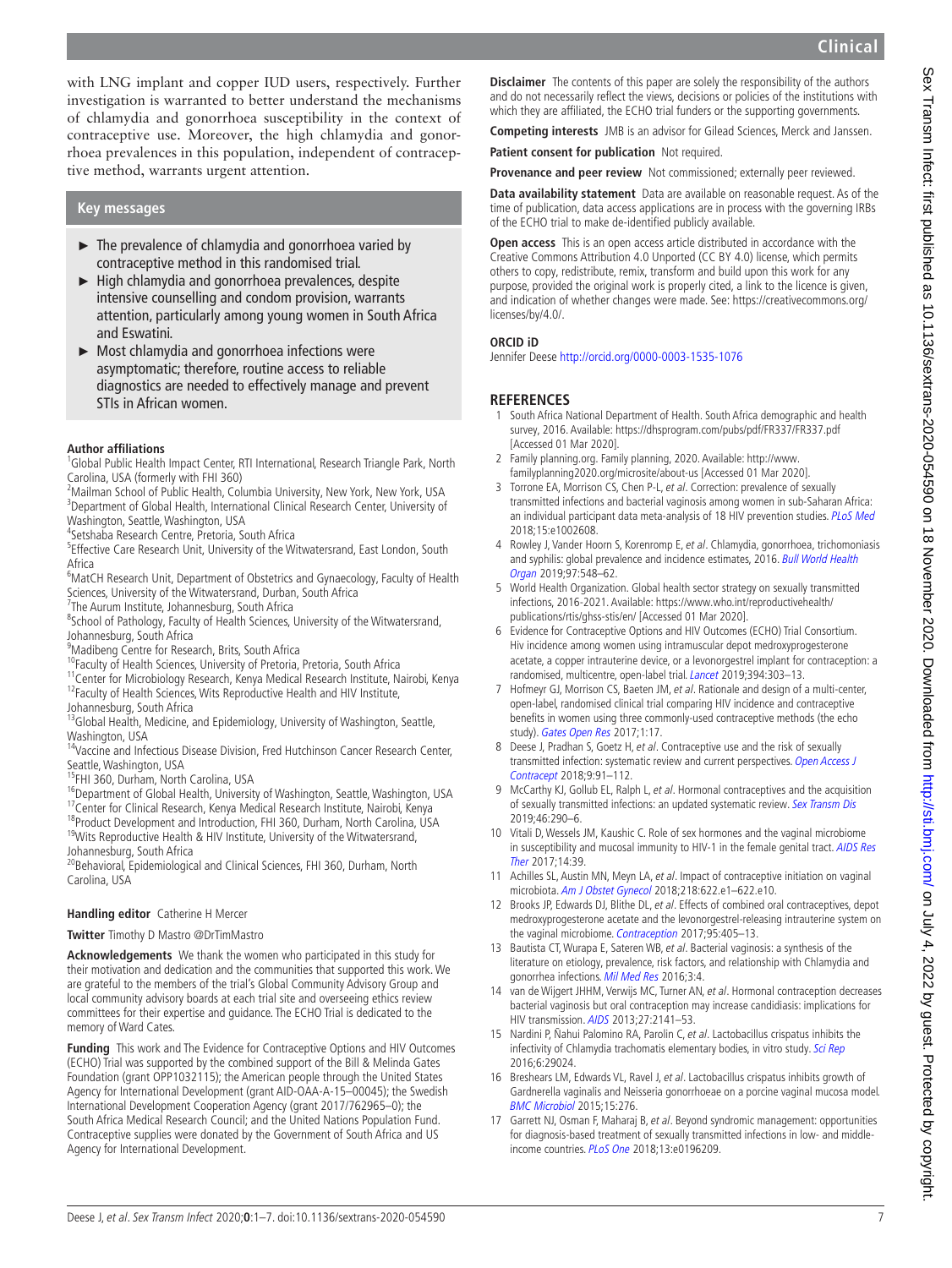with LNG implant and copper IUD users, respectively. Further investigation is warranted to better understand the mechanisms of chlamydia and gonorrhoea susceptibility in the context of contraceptive use. Moreover, the high chlamydia and gonorrhoea prevalences in this population, independent of contraceptive method, warrants urgent attention.

## Key messages

- The prevalence of chlamydia and gonorrhoea varied by contraceptive method in this randomised trial.
- High chlamydia and gonorrhoea prevalences, despite intensive counselling and condom provision, warrants attention, particularly among young women in South Africa and Eswatini.
- Most chlamydia and gonorrhoea infections were asymptomatic; therefore, routine access to reliable diagnostics are needed to effectively manage and prevent STIs in African women.

**Author affiliations**

[1]Global Public Health Impact Center, RTI International, Research Triangle Park, North Carolina, USA (formerly with FHI 360)
[2]Mailman School of Public Health, Columbia University, New York, New York, USA
[3]Department of Global Health, International Clinical Research Center, University of Washington, Seattle, Washington, USA
[4]Setshaba Research Centre, Pretoria, South Africa
[5]Effective Care Research Unit, University of the Witwatersrand, East London, South Africa
[6]MatCH Research Unit, Department of Obstetrics and Gynaecology, Faculty of Health Sciences, University of the Witwatersrand, Durban, South Africa
[7]The Aurum Institute, Johannesburg, South Africa
[8]School of Pathology, Faculty of Health Sciences, University of the Witwatersrand, Johannesburg, South Africa
[9]Madibeng Centre for Research, Brits, South Africa
[10]Faculty of Health Sciences, University of Pretoria, Pretoria, South Africa
[11]Center for Microbiology Research, Kenya Medical Research Institute, Nairobi, Kenya
[12]Faculty of Health Sciences, Wits Reproductive Health and HIV Institute, Johannesburg, South Africa
[13]Global Health, Medicine, and Epidemiology, University of Washington, Seattle, Washington, USA
[14]Vaccine and Infectious Disease Division, Fred Hutchinson Cancer Research Center, Seattle, Washington, USA
[15]FHI 360, Durham, North Carolina, USA
[16]Department of Global Health, University of Washington, Seattle, Washington, USA
[17]Center for Clinical Research, Kenya Medical Research Institute, Nairobi, Kenya
[18]Product Development and Introduction, FHI 360, Durham, North Carolina, USA
[19]Wits Reproductive Health & HIV Institute, University of the Witwatersrand, Johannesburg, South Africa
[20]Behavioral, Epidemiological and Clinical Sciences, FHI 360, Durham, North Carolina, USA

**Handling editor** Catherine H Mercer

**Twitter** Timothy D Mastro @DrTimMastro

**Acknowledgements** We thank the women who participated in this study for their motivation and dedication and the communities that supported this work. We are grateful to the members of the trial's Global Community Advisory Group and local community advisory boards at each trial site and overseeing ethics review committees for their expertise and guidance. The ECHO Trial is dedicated to the memory of Ward Cates.

**Funding** This work and The Evidence for Contraceptive Options and HIV Outcomes (ECHO) Trial was supported by the combined support of the Bill & Melinda Gates Foundation (grant OPP1032115); the American people through the United States Agency for International Development (grant AID-OAA-A-15–00045); the Swedish International Development Cooperation Agency (grant 2017/762965–0); the South Africa Medical Research Council; and the United Nations Population Fund. Contraceptive supplies were donated by the Government of South Africa and US Agency for International Development.

**Disclaimer** The contents of this paper are solely the responsibility of the authors and do not necessarily reflect the views, decisions or policies of the institutions with which they are affiliated, the ECHO trial funders or the supporting governments.

**Competing interests** JMB is an advisor for Gilead Sciences, Merck and Janssen.

**Patient consent for publication** Not required.

**Provenance and peer review** Not commissioned; externally peer reviewed.

**Data availability statement** Data are available on reasonable request. As of the time of publication, data access applications are in process with the governing IRBs of the ECHO trial to make de-identified publicly available.

**Open access** This is an open access article distributed in accordance with the Creative Commons Attribution 4.0 Unported (CC BY 4.0) license, which permits others to copy, redistribute, remix, transform and build upon this work for any purpose, provided the original work is properly cited, a link to the licence is given, and indication of whether changes were made. See: https://creativecommons.org/licenses/by/4.0/.

**ORCID iD**

Jennifer Deese http://orcid.org/0000-0003-1535-1076

## REFERENCES

1. South Africa National Department of Health. South Africa demographic and health survey, 2016. Available: https://dhsprogram.com/pubs/pdf/FR337/FR337.pdf [Accessed 01 Mar 2020].
2. Family planning.org. Family planning, 2020. Available: http://www.familyplanning2020.org/microsite/about-us [Accessed 01 Mar 2020].
3. Torrone EA, Morrison CS, Chen P-L, *et al*. Correction: prevalence of sexually transmitted infections and bacterial vaginosis among women in sub-Saharan Africa: an individual participant data meta-analysis of 18 HIV prevention studies. *PLoS Med* 2018;15:e1002608.
4. Rowley J, Vander Hoorn S, Korenromp E, *et al*. Chlamydia, gonorrhoea, trichomoniasis and syphilis: global prevalence and incidence estimates, 2016. *Bull World Health Organ* 2019;97:548–62.
5. World Health Organization. Global health sector strategy on sexually transmitted infections, 2016-2021. Available: https://www.who.int/reproductivehealth/publications/rtis/ghss-stis/en/ [Accessed 01 Mar 2020].
6. Evidence for Contraceptive Options and HIV Outcomes (ECHO) Trial Consortium. Hiv incidence among women using intramuscular depot medroxyprogesterone acetate, a copper intrauterine device, or a levonorgestrel implant for contraception: a randomised, multicentre, open-label trial. *Lancet* 2019;394:303–13.
7. Hofmeyr GJ, Morrison CS, Baeten JM, *et al*. Rationale and design of a multi-center, open-label, randomised clinical trial comparing HIV incidence and contraceptive benefits in women using three commonly-used contraceptive methods (the echo study). *Gates Open Res* 2017;1:17.
8. Deese J, Pradhan S, Goetz H, *et al*. Contraceptive use and the risk of sexually transmitted infection: systematic review and current perspectives. *Open Access J Contracept* 2018;9:91–112.
9. McCarthy KJ, Gollub EL, Ralph L, *et al*. Hormonal contraceptives and the acquisition of sexually transmitted infections: an updated systematic review. *Sex Transm Dis* 2019;46:290–6.
10. Vitali D, Wessels JM, Kaushic C. Role of sex hormones and the vaginal microbiome in susceptibility and mucosal immunity to HIV-1 in the female genital tract. *AIDS Res Ther* 2017;14:39.
11. Achilles SL, Austin MN, Meyn LA, *et al*. Impact of contraceptive initiation on vaginal microbiota. *Am J Obstet Gynecol* 2018;218:622.e1–622.e10.
12. Brooks JP, Edwards DJ, Blithe DL, *et al*. Effects of combined oral contraceptives, depot medroxyprogesterone acetate and the levonorgestrel-releasing intrauterine system on the vaginal microbiome. *Contraception* 2017;95:405–13.
13. Bautista CT, Wurapa E, Sateren WB, *et al*. Bacterial vaginosis: a synthesis of the literature on etiology, prevalence, risk factors, and relationship with Chlamydia and gonorrhea infections. *Mil Med Res* 2016;3:4.
14. van de Wijgert JHHM, Verwijs MC, Turner AN, *et al*. Hormonal contraception decreases bacterial vaginosis but oral contraception may increase candidiasis: implications for HIV transmission. *AIDS* 2013;27:2141–53.
15. Nardini P, Ñahui Palomino RA, Parolin C, *et al*. Lactobacillus crispatus inhibits the infectivity of Chlamydia trachomatis elementary bodies, in vitro study. *Sci Rep* 2016;6:29024.
16. Breshears LM, Edwards VL, Ravel J, *et al*. Lactobacillus crispatus inhibits growth of Gardnerella vaginalis and Neisseria gonorrhoeae on a porcine vaginal mucosa model. *BMC Microbiol* 2015;15:276.
17. Garrett NJ, Osman F, Maharaj B, *et al*. Beyond syndromic management: opportunities for diagnosis-based treatment of sexually transmitted infections in low- and middle-income countries. *PLoS One* 2018;13:e0196209.